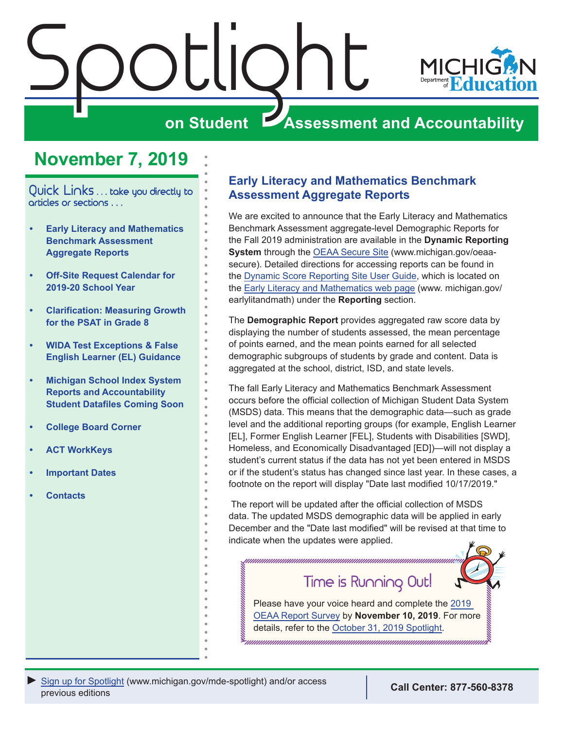# Spotlight on Student Assessment and Accountability

## November 7, 2019

Quick Links . . . take you directly to articles or sections . . .

- **Early Literacy and Mathematics Benchmark Assessment Aggregate Reports**
- **Off-Site Request Calendar for 2019-20 School Year**
- **Clarification: Measuring Growth for the PSAT in Grade 8**
- **WIDA Test Exceptions & False English Learner (EL) Guidance**
- **Michigan School Index System Reports and Accountability Student Datafiles Coming Soon**
- **College Board Corner**
- **ACT WorkKeys**
- **Important Dates**
- **Contacts**

## Early Literacy and Mathematics Benchmark Assessment Aggregate Reports

We are excited to announce that the Early Literacy and Mathematics Benchmark Assessment aggregate-level Demographic Reports for the Fall 2019 administration are available in the **Dynamic Reporting System** through the OEAA Secure Site (www.michigan.gov/oeaa-secure). Detailed directions for accessing reports can be found in the Dynamic Score Reporting Site User Guide, which is located on the Early Literacy and Mathematics web page (www. michigan.gov/earlylitandmath) under the **Reporting** section.

The **Demographic Report** provides aggregated raw score data by displaying the number of students assessed, the mean percentage of points earned, and the mean points earned for all selected demographic subgroups of students by grade and content. Data is aggregated at the school, district, ISD, and state levels.

The fall Early Literacy and Mathematics Benchmark Assessment occurs before the official collection of Michigan Student Data System (MSDS) data. This means that the demographic data—such as grade level and the additional reporting groups (for example, English Learner [EL], Former English Learner [FEL], Students with Disabilities [SWD], Homeless, and Economically Disadvantaged [ED])—will not display a student's current status if the data has not yet been entered in MSDS or if the student's status has changed since last year. In these cases, a footnote on the report will display "Date last modified 10/17/2019."

The report will be updated after the official collection of MSDS data. The updated MSDS demographic data will be applied in early December and the "Date last modified" will be revised at that time to indicate when the updates were applied.

### Time is Running Out!

Please have your voice heard and complete the 2019 OEAA Report Survey by **November 10, 2019**. For more details, refer to the October 31, 2019 Spotlight.

Sign up for Spotlight (www.michigan.gov/mde-spotlight) and/or access previous editions

**Call Center: 877-560-8378**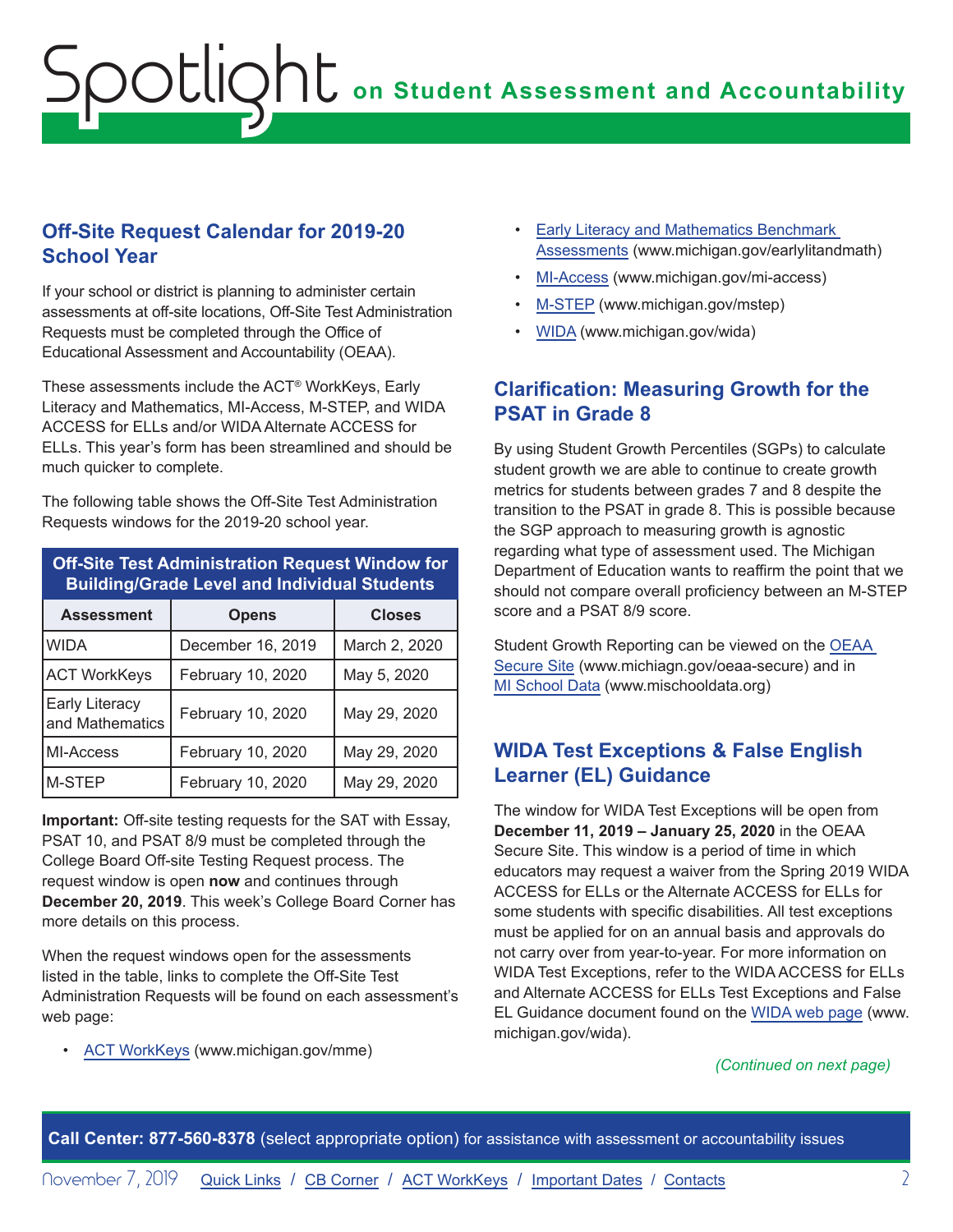## Off-Site Request Calendar for 2019-20 School Year

If your school or district is planning to administer certain assessments at off-site locations, Off-Site Test Administration Requests must be completed through the Office of Educational Assessment and Accountability (OEAA).

These assessments include the ACT® WorkKeys, Early Literacy and Mathematics, MI-Access, M-STEP, and WIDA ACCESS for ELLs and/or WIDA Alternate ACCESS for ELLs. This year's form has been streamlined and should be much quicker to complete.

The following table shows the Off-Site Test Administration Requests windows for the 2019-20 school year.

| Off-Site Test Administration Request Window for Building/Grade Level and Individual Students | | |
|---|---|---|
| **Assessment** | **Opens** | **Closes** |
| WIDA | December 16, 2019 | March 2, 2020 |
| ACT WorkKeys | February 10, 2020 | May 5, 2020 |
| Early Literacy and Mathematics | February 10, 2020 | May 29, 2020 |
| MI-Access | February 10, 2020 | May 29, 2020 |
| M-STEP | February 10, 2020 | May 29, 2020 |

**Important:** Off-site testing requests for the SAT with Essay, PSAT 10, and PSAT 8/9 must be completed through the College Board Off-site Testing Request process. The request window is open **now** and continues through **December 20, 2019**. This week's College Board Corner has more details on this process.

When the request windows open for the assessments listed in the table, links to complete the Off-Site Test Administration Requests will be found on each assessment's web page:

- ACT WorkKeys (www.michigan.gov/mme)
- Early Literacy and Mathematics Benchmark Assessments (www.michigan.gov/earlylitandmath)
- MI-Access (www.michigan.gov/mi-access)
- M-STEP (www.michigan.gov/mstep)
- WIDA (www.michigan.gov/wida)

## Clarification: Measuring Growth for the PSAT in Grade 8

By using Student Growth Percentiles (SGPs) to calculate student growth we are able to continue to create growth metrics for students between grades 7 and 8 despite the transition to the PSAT in grade 8. This is possible because the SGP approach to measuring growth is agnostic regarding what type of assessment used. The Michigan Department of Education wants to reaffirm the point that we should not compare overall proficiency between an M-STEP score and a PSAT 8/9 score.

Student Growth Reporting can be viewed on the OEAA Secure Site (www.michiagn.gov/oeaa-secure) and in MI School Data (www.mischooldata.org)

## WIDA Test Exceptions & False English Learner (EL) Guidance

The window for WIDA Test Exceptions will be open from **December 11, 2019 – January 25, 2020** in the OEAA Secure Site. This window is a period of time in which educators may request a waiver from the Spring 2019 WIDA ACCESS for ELLs or the Alternate ACCESS for ELLs for some students with specific disabilities. All test exceptions must be applied for on an annual basis and approvals do not carry over from year-to-year. For more information on WIDA Test Exceptions, refer to the WIDA ACCESS for ELLs and Alternate ACCESS for ELLs Test Exceptions and False EL Guidance document found on the WIDA web page (www.michigan.gov/wida).

*(Continued on next page)*

**Call Center: 877-560-8378** (select appropriate option) for assistance with assessment or accountability issues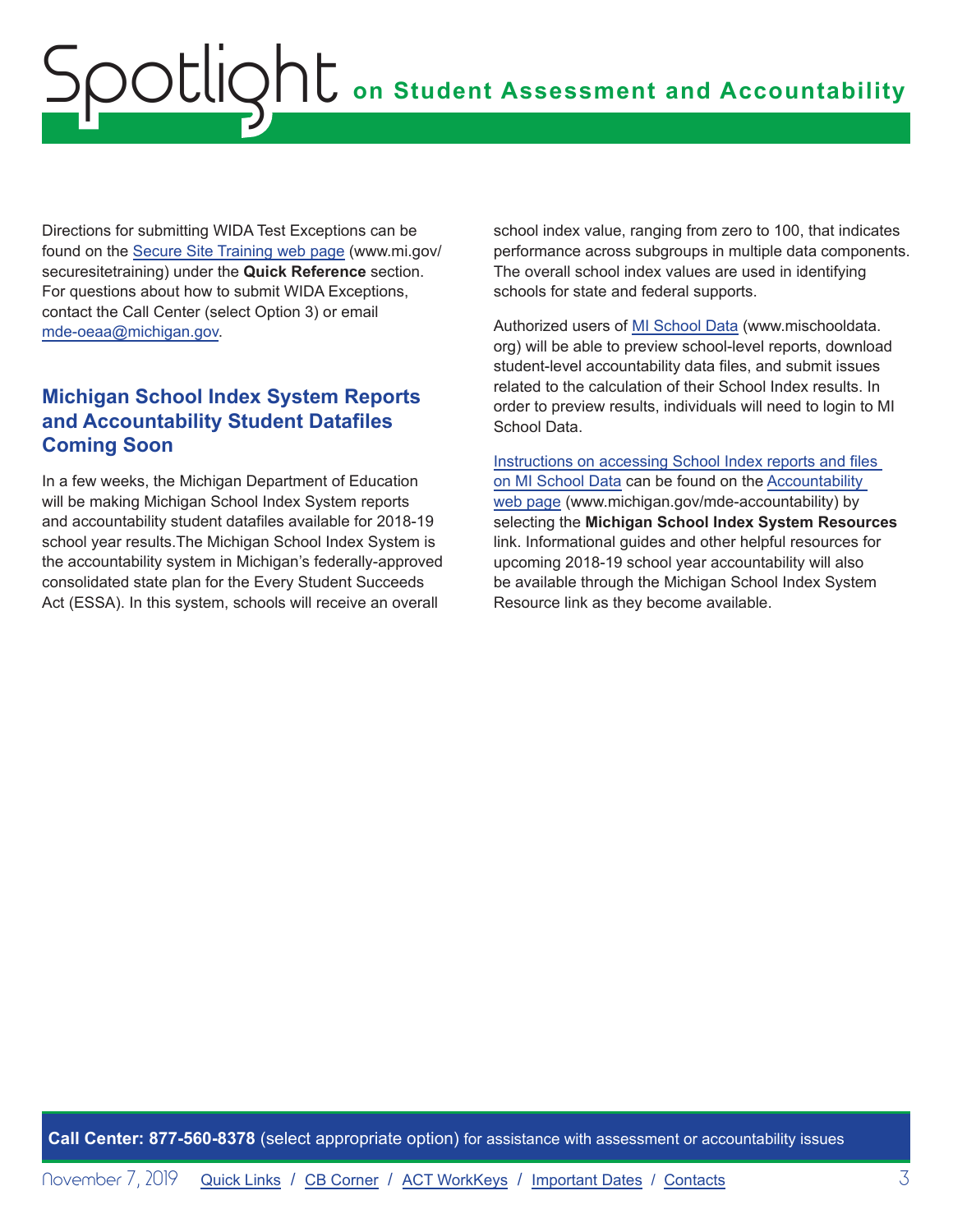Directions for submitting WIDA Test Exceptions can be found on the [Secure Site Training web page](www.mi.gov/securesitetraining) (www.mi.gov/securesitetraining) under the **Quick Reference** section. For questions about how to submit WIDA Exceptions, contact the Call Center (select Option 3) or email mde-oeaa@michigan.gov.

## Michigan School Index System Reports and Accountability Student Datafiles Coming Soon

In a few weeks, the Michigan Department of Education will be making Michigan School Index System reports and accountability student datafiles available for 2018-19 school year results.The Michigan School Index System is the accountability system in Michigan's federally-approved consolidated state plan for the Every Student Succeeds Act (ESSA). In this system, schools will receive an overall school index value, ranging from zero to 100, that indicates performance across subgroups in multiple data components. The overall school index values are used in identifying schools for state and federal supports.

Authorized users of MI School Data (www.mischooldata.org) will be able to preview school-level reports, download student-level accountability data files, and submit issues related to the calculation of their School Index results. In order to preview results, individuals will need to login to MI School Data.

Instructions on accessing School Index reports and files on MI School Data can be found on the Accountability web page (www.michigan.gov/mde-accountability) by selecting the **Michigan School Index System Resources** link. Informational guides and other helpful resources for upcoming 2018-19 school year accountability will also be available through the Michigan School Index System Resource link as they become available.

**Call Center: 877-560-8378** (select appropriate option) for assistance with assessment or accountability issues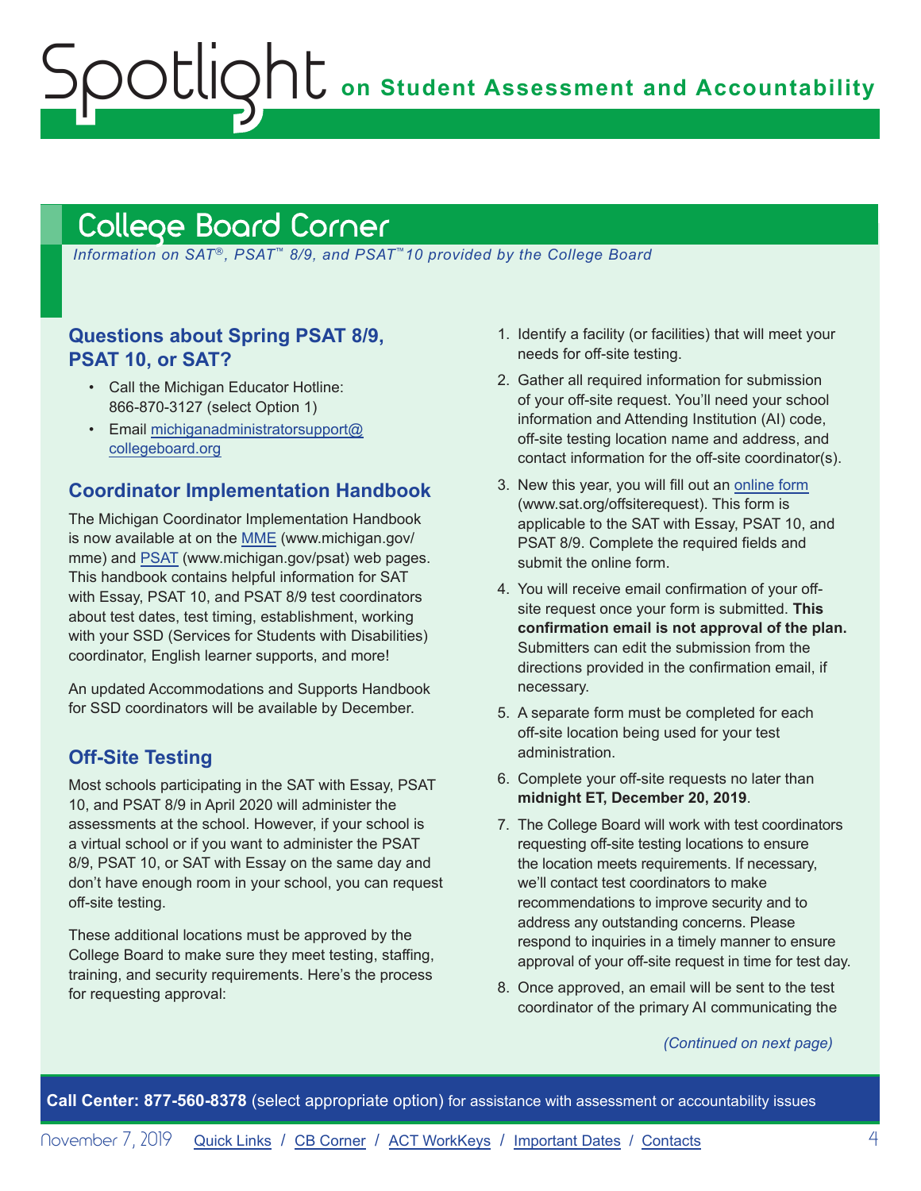## College Board Corner

*Information on SAT®, PSAT™ 8/9, and PSAT™10 provided by the College Board*

### Questions about Spring PSAT 8/9, PSAT 10, or SAT?

- Call the Michigan Educator Hotline: 866-870-3127 (select Option 1)
- Email michiganadministratorsupport@collegeboard.org

### Coordinator Implementation Handbook

The Michigan Coordinator Implementation Handbook is now available at on the MME (www.michigan.gov/mme) and PSAT (www.michigan.gov/psat) web pages. This handbook contains helpful information for SAT with Essay, PSAT 10, and PSAT 8/9 test coordinators about test dates, test timing, establishment, working with your SSD (Services for Students with Disabilities) coordinator, English learner supports, and more!

An updated Accommodations and Supports Handbook for SSD coordinators will be available by December.

### Off-Site Testing

Most schools participating in the SAT with Essay, PSAT 10, and PSAT 8/9 in April 2020 will administer the assessments at the school. However, if your school is a virtual school or if you want to administer the PSAT 8/9, PSAT 10, or SAT with Essay on the same day and don't have enough room in your school, you can request off-site testing.

These additional locations must be approved by the College Board to make sure they meet testing, staffing, training, and security requirements. Here's the process for requesting approval:

1. Identify a facility (or facilities) that will meet your needs for off-site testing.
2. Gather all required information for submission of your off-site request. You'll need your school information and Attending Institution (AI) code, off-site testing location name and address, and contact information for the off-site coordinator(s).
3. New this year, you will fill out an online form (www.sat.org/offsiterequest). This form is applicable to the SAT with Essay, PSAT 10, and PSAT 8/9. Complete the required fields and submit the online form.
4. You will receive email confirmation of your off-site request once your form is submitted. **This confirmation email is not approval of the plan.** Submitters can edit the submission from the directions provided in the confirmation email, if necessary.
5. A separate form must be completed for each off-site location being used for your test administration.
6. Complete your off-site requests no later than **midnight ET, December 20, 2019**.
7. The College Board will work with test coordinators requesting off-site testing locations to ensure the location meets requirements. If necessary, we'll contact test coordinators to make recommendations to improve security and to address any outstanding concerns. Please respond to inquiries in a timely manner to ensure approval of your off-site request in time for test day.
8. Once approved, an email will be sent to the test coordinator of the primary AI communicating the

*(Continued on next page)*

**Call Center: 877-560-8378** (select appropriate option) for assistance with assessment or accountability issues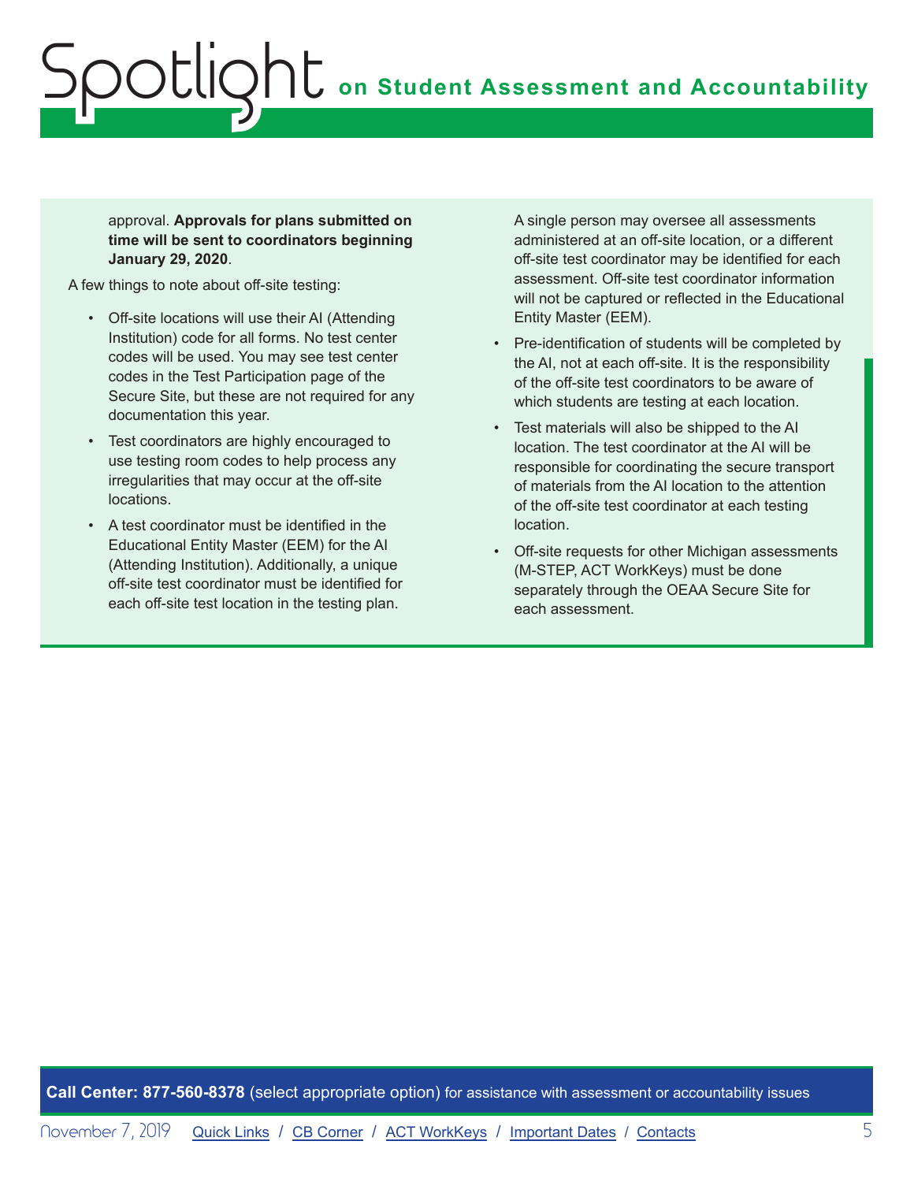approval. **Approvals for plans submitted on time will be sent to coordinators beginning January 29, 2020**.

A few things to note about off-site testing:

- Off-site locations will use their AI (Attending Institution) code for all forms. No test center codes will be used. You may see test center codes in the Test Participation page of the Secure Site, but these are not required for any documentation this year.
- Test coordinators are highly encouraged to use testing room codes to help process any irregularities that may occur at the off-site locations.
- A test coordinator must be identified in the Educational Entity Master (EEM) for the AI (Attending Institution). Additionally, a unique off-site test coordinator must be identified for each off-site test location in the testing plan. A single person may oversee all assessments administered at an off-site location, or a different off-site test coordinator may be identified for each assessment. Off-site test coordinator information will not be captured or reflected in the Educational Entity Master (EEM).
- Pre-identification of students will be completed by the AI, not at each off-site. It is the responsibility of the off-site test coordinators to be aware of which students are testing at each location.
- Test materials will also be shipped to the AI location. The test coordinator at the AI will be responsible for coordinating the secure transport of materials from the AI location to the attention of the off-site test coordinator at each testing location.
- Off-site requests for other Michigan assessments (M-STEP, ACT WorkKeys) must be done separately through the OEAA Secure Site for each assessment.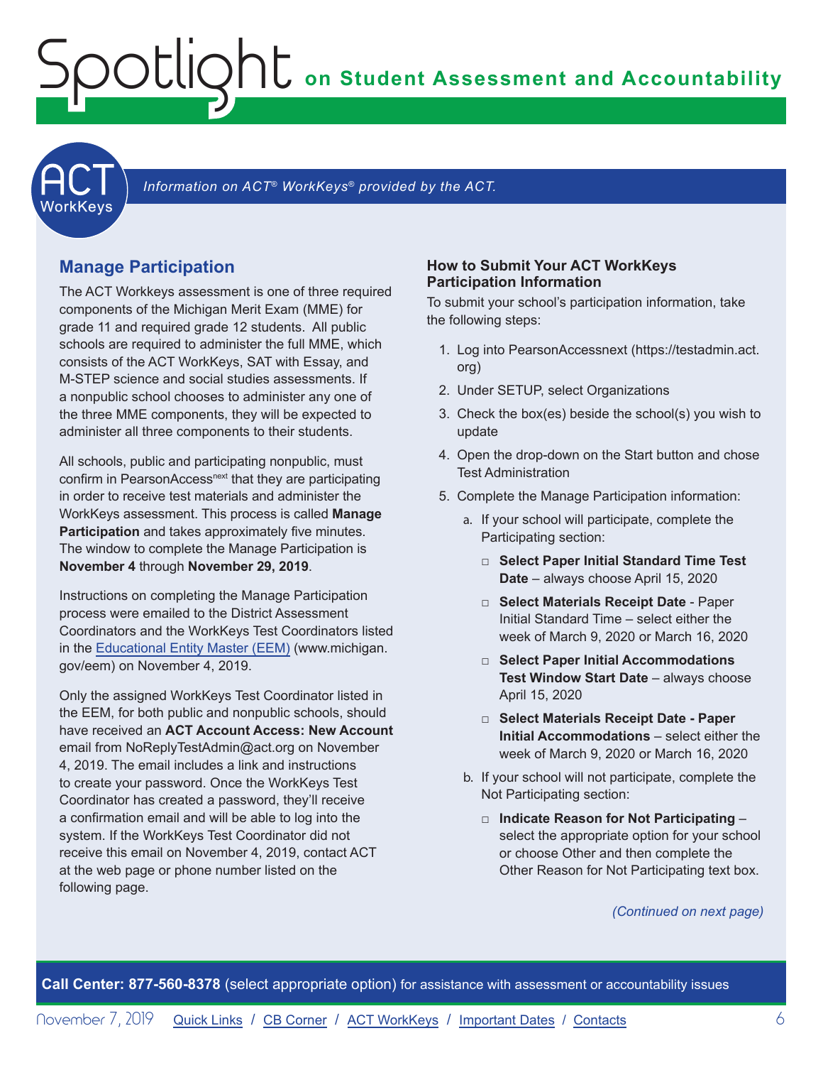ACT WorkKeys

*Information on ACT® WorkKeys® provided by the ACT.*

## Manage Participation

The ACT Workkeys assessment is one of three required components of the Michigan Merit Exam (MME) for grade 11 and required grade 12 students. All public schools are required to administer the full MME, which consists of the ACT WorkKeys, SAT with Essay, and M-STEP science and social studies assessments. If a nonpublic school chooses to administer any one of the three MME components, they will be expected to administer all three components to their students.

All schools, public and participating nonpublic, must confirm in PearsonAccess[next] that they are participating in order to receive test materials and administer the WorkKeys assessment. This process is called **Manage Participation** and takes approximately five minutes. The window to complete the Manage Participation is **November 4** through **November 29, 2019**.

Instructions on completing the Manage Participation process were emailed to the District Assessment Coordinators and the WorkKeys Test Coordinators listed in the [Educational Entity Master (EEM)](www.michigan.gov/eem) (www.michigan.gov/eem) on November 4, 2019.

Only the assigned WorkKeys Test Coordinator listed in the EEM, for both public and nonpublic schools, should have received an **ACT Account Access: New Account** email from NoReplyTestAdmin@act.org on November 4, 2019. The email includes a link and instructions to create your password. Once the WorkKeys Test Coordinator has created a password, they'll receive a confirmation email and will be able to log into the system. If the WorkKeys Test Coordinator did not receive this email on November 4, 2019, contact ACT at the web page or phone number listed on the following page.

### How to Submit Your ACT WorkKeys Participation Information

To submit your school's participation information, take the following steps:

1. Log into PearsonAccessnext (https://testadmin.act.org)
2. Under SETUP, select Organizations
3. Check the box(es) beside the school(s) you wish to update
4. Open the drop-down on the Start button and chose Test Administration
5. Complete the Manage Participation information:
   a. If your school will participate, complete the Participating section:
      - **Select Paper Initial Standard Time Test Date** – always choose April 15, 2020
      - **Select Materials Receipt Date** - Paper Initial Standard Time – select either the week of March 9, 2020 or March 16, 2020
      - **Select Paper Initial Accommodations Test Window Start Date** – always choose April 15, 2020
      - **Select Materials Receipt Date - Paper Initial Accommodations** – select either the week of March 9, 2020 or March 16, 2020

   b. If your school will not participate, complete the Not Participating section:
      - **Indicate Reason for Not Participating** – select the appropriate option for your school or choose Other and then complete the Other Reason for Not Participating text box.

*(Continued on next page)*

**Call Center: 877-560-8378** (select appropriate option) for assistance with assessment or accountability issues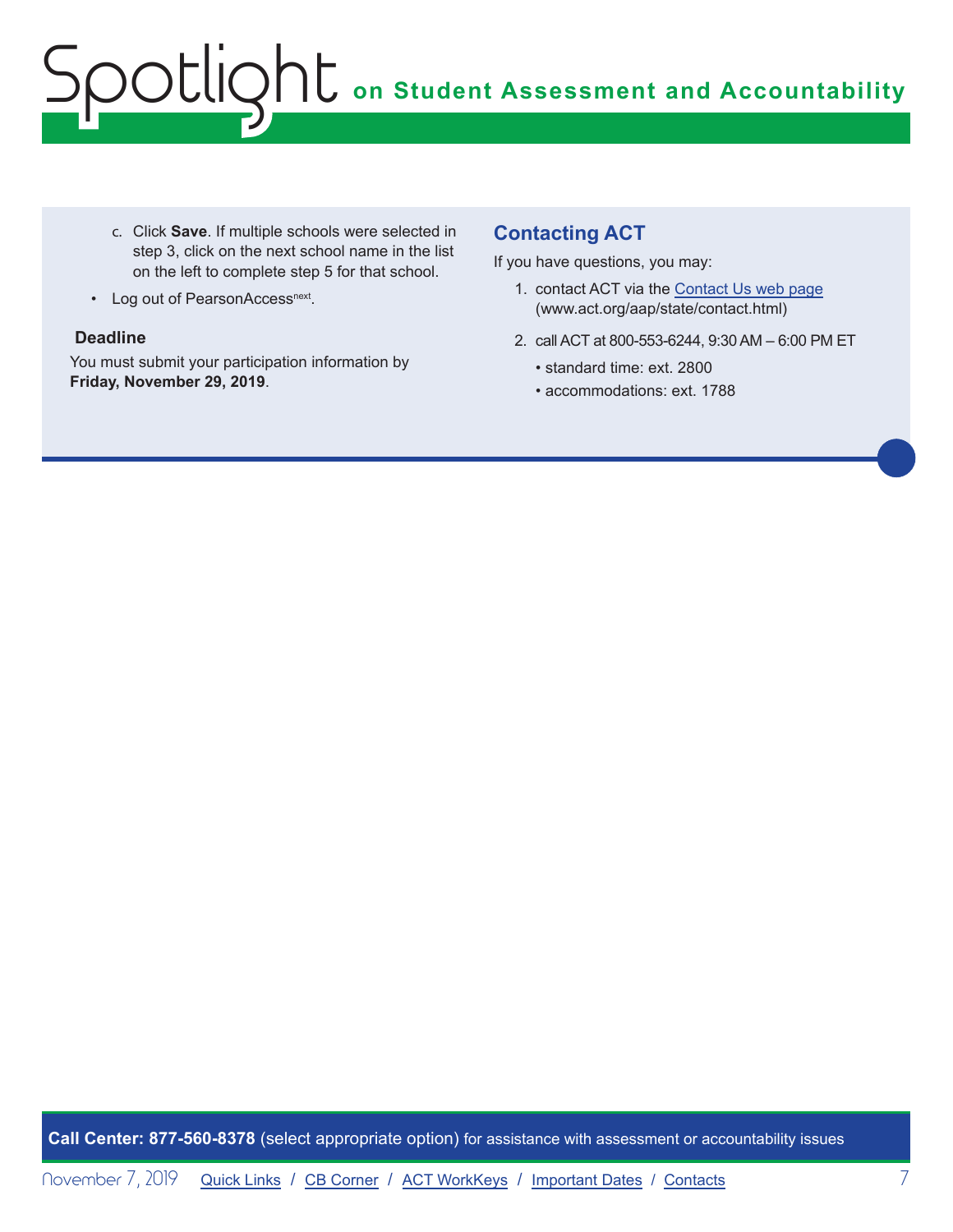c. Click **Save**. If multiple schools were selected in step 3, click on the next school name in the list on the left to complete step 5 for that school.

- Log out of PearsonAccess[next].

**Deadline**

You must submit your participation information by **Friday, November 29, 2019**.

## Contacting ACT

If you have questions, you may:

1. contact ACT via the Contact Us web page (www.act.org/aap/state/contact.html)
2. call ACT at 800-553-6244, 9:30 AM – 6:00 PM ET
   - standard time: ext. 2800
   - accommodations: ext. 1788

**Call Center: 877-560-8378** (select appropriate option) for assistance with assessment or accountability issues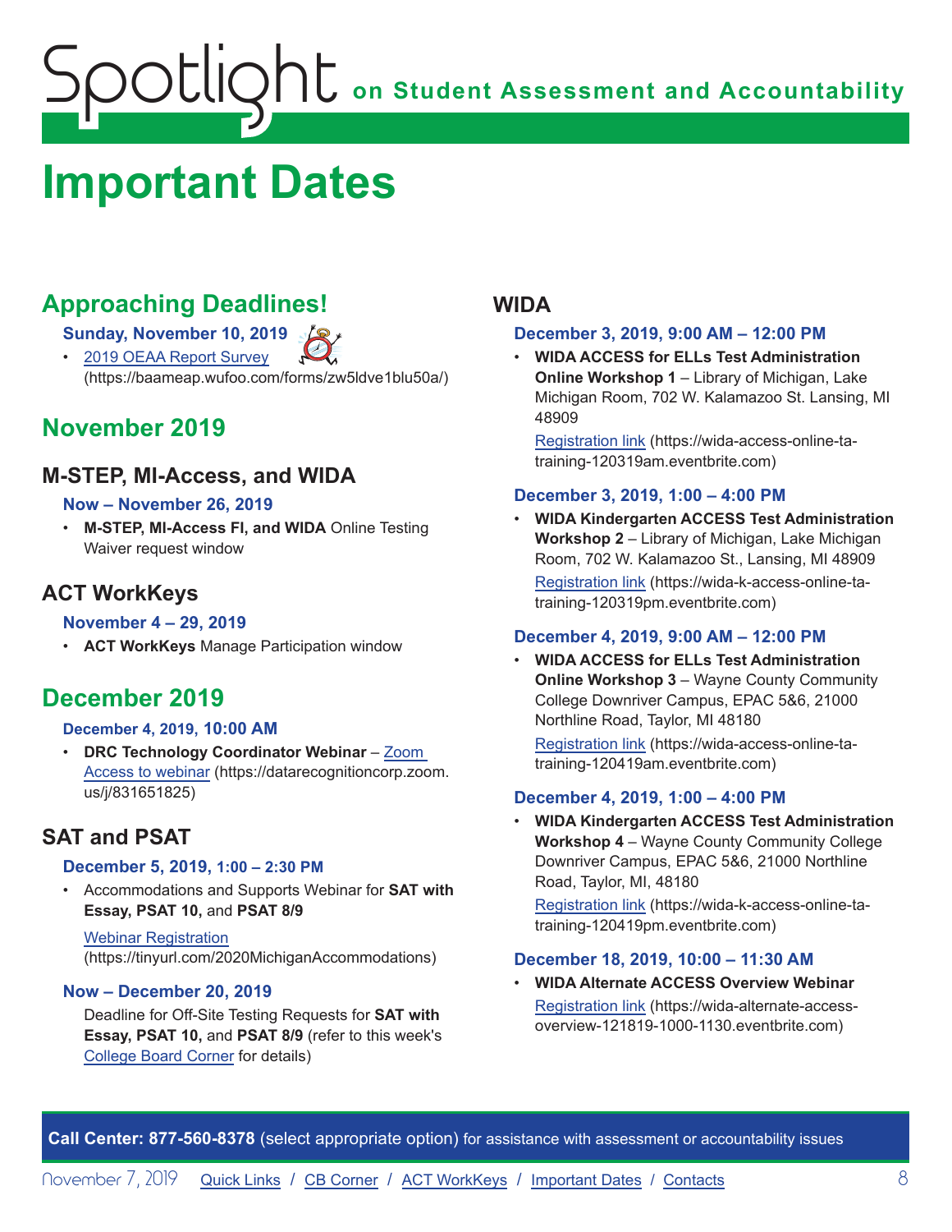# Important Dates

## Approaching Deadlines!

**Sunday, November 10, 2019**

- 2019 OEAA Report Survey (https://baameap.wufoo.com/forms/zw5ldve1blu50a/)

## November 2019

### M-STEP, MI-Access, and WIDA

**Now – November 26, 2019**

- **M-STEP, MI-Access FI, and WIDA** Online Testing Waiver request window

### ACT WorkKeys

**November 4 – 29, 2019**

- **ACT WorkKeys** Manage Participation window

## December 2019

**December 4, 2019, 10:00 AM**

- **DRC Technology Coordinator Webinar** – Zoom Access to webinar (https://datarecognitioncorp.zoom.us/j/831651825)

### SAT and PSAT

**December 5, 2019, 1:00 – 2:30 PM**

- Accommodations and Supports Webinar for **SAT with Essay, PSAT 10,** and **PSAT 8/9**

  Webinar Registration (https://tinyurl.com/2020MichiganAccommodations)

**Now – December 20, 2019**

Deadline for Off-Site Testing Requests for **SAT with Essay, PSAT 10,** and **PSAT 8/9** (refer to this week's College Board Corner for details)

### WIDA

**December 3, 2019, 9:00 AM – 12:00 PM**

- **WIDA ACCESS for ELLs Test Administration Online Workshop 1** – Library of Michigan, Lake Michigan Room, 702 W. Kalamazoo St. Lansing, MI 48909

  Registration link (https://wida-access-online-ta-training-120319am.eventbrite.com)

**December 3, 2019, 1:00 – 4:00 PM**

- **WIDA Kindergarten ACCESS Test Administration Workshop 2** – Library of Michigan, Lake Michigan Room, 702 W. Kalamazoo St., Lansing, MI 48909

  Registration link (https://wida-k-access-online-ta-training-120319pm.eventbrite.com)

**December 4, 2019, 9:00 AM – 12:00 PM**

- **WIDA ACCESS for ELLs Test Administration Online Workshop 3** – Wayne County Community College Downriver Campus, EPAC 5&6, 21000 Northline Road, Taylor, MI 48180

  Registration link (https://wida-access-online-ta-training-120419am.eventbrite.com)

**December 4, 2019, 1:00 – 4:00 PM**

- **WIDA Kindergarten ACCESS Test Administration Workshop 4** – Wayne County Community College Downriver Campus, EPAC 5&6, 21000 Northline Road, Taylor, MI, 48180

  Registration link (https://wida-k-access-online-ta-training-120419pm.eventbrite.com)

**December 18, 2019, 10:00 – 11:30 AM**

- **WIDA Alternate ACCESS Overview Webinar**

  Registration link (https://wida-alternate-access-overview-121819-1000-1130.eventbrite.com)

**Call Center: 877-560-8378** (select appropriate option) for assistance with assessment or accountability issues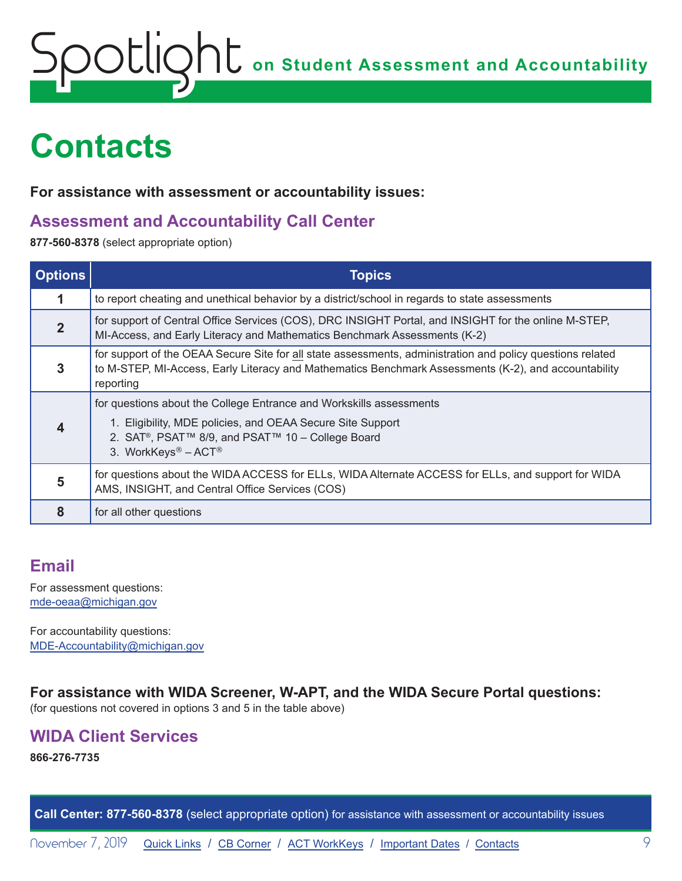# Contacts

**For assistance with assessment or accountability issues:**

## Assessment and Accountability Call Center

**877-560-8378** (select appropriate option)

| Options | Topics |
|---|---|
| **1** | to report cheating and unethical behavior by a district/school in regards to state assessments |
| **2** | for support of Central Office Services (COS), DRC INSIGHT Portal, and INSIGHT for the online M-STEP, MI-Access, and Early Literacy and Mathematics Benchmark Assessments (K-2) |
| **3** | for support of the OEAA Secure Site for all state assessments, administration and policy questions related to M-STEP, MI-Access, Early Literacy and Mathematics Benchmark Assessments (K-2), and accountability reporting |
| **4** | for questions about the College Entrance and Workskills assessments 1. Eligibility, MDE policies, and OEAA Secure Site Support 2. SAT®, PSAT™ 8/9, and PSAT™ 10 – College Board 3. WorkKeys® – ACT® |
| **5** | for questions about the WIDA ACCESS for ELLs, WIDA Alternate ACCESS for ELLs, and support for WIDA AMS, INSIGHT, and Central Office Services (COS) |
| **8** | for all other questions |

## Email

For assessment questions:
mde-oeaa@michigan.gov

For accountability questions:
MDE-Accountability@michigan.gov

**For assistance with WIDA Screener, W-APT, and the WIDA Secure Portal questions:**
(for questions not covered in options 3 and 5 in the table above)

## WIDA Client Services

**866-276-7735**

**Call Center: 877-560-8378** (select appropriate option) for assistance with assessment or accountability issues